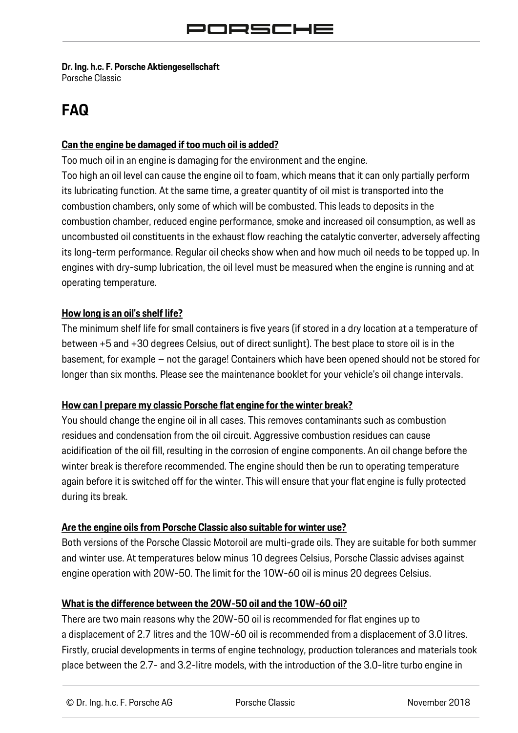**Dr. Ing. h.c. F. Porsche Aktiengesellschaft**
Porsche Classic

# FAQ

### Can the engine be damaged if too much oil is added?

Too much oil in an engine is damaging for the environment and the engine.
Too high an oil level can cause the engine oil to foam, which means that it can only partially perform its lubricating function. At the same time, a greater quantity of oil mist is transported into the combustion chambers, only some of which will be combusted. This leads to deposits in the combustion chamber, reduced engine performance, smoke and increased oil consumption, as well as uncombusted oil constituents in the exhaust flow reaching the catalytic converter, adversely affecting its long-term performance. Regular oil checks show when and how much oil needs to be topped up. In engines with dry-sump lubrication, the oil level must be measured when the engine is running and at operating temperature.

### How long is an oil's shelf life?

The minimum shelf life for small containers is five years (if stored in a dry location at a temperature of between +5 and +30 degrees Celsius, out of direct sunlight). The best place to store oil is in the basement, for example – not the garage! Containers which have been opened should not be stored for longer than six months. Please see the maintenance booklet for your vehicle's oil change intervals.

### How can I prepare my classic Porsche flat engine for the winter break?

You should change the engine oil in all cases. This removes contaminants such as combustion residues and condensation from the oil circuit. Aggressive combustion residues can cause acidification of the oil fill, resulting in the corrosion of engine components. An oil change before the winter break is therefore recommended. The engine should then be run to operating temperature again before it is switched off for the winter. This will ensure that your flat engine is fully protected during its break.

### Are the engine oils from Porsche Classic also suitable for winter use?

Both versions of the Porsche Classic Motoroil are multi-grade oils. They are suitable for both summer and winter use. At temperatures below minus 10 degrees Celsius, Porsche Classic advises against engine operation with 20W-50. The limit for the 10W-60 oil is minus 20 degrees Celsius.

### What is the difference between the 20W-50 oil and the 10W-60 oil?

There are two main reasons why the 20W-50 oil is recommended for flat engines up to a displacement of 2.7 litres and the 10W-60 oil is recommended from a displacement of 3.0 litres. Firstly, crucial developments in terms of engine technology, production tolerances and materials took place between the 2.7- and 3.2-litre models, with the introduction of the 3.0-litre turbo engine in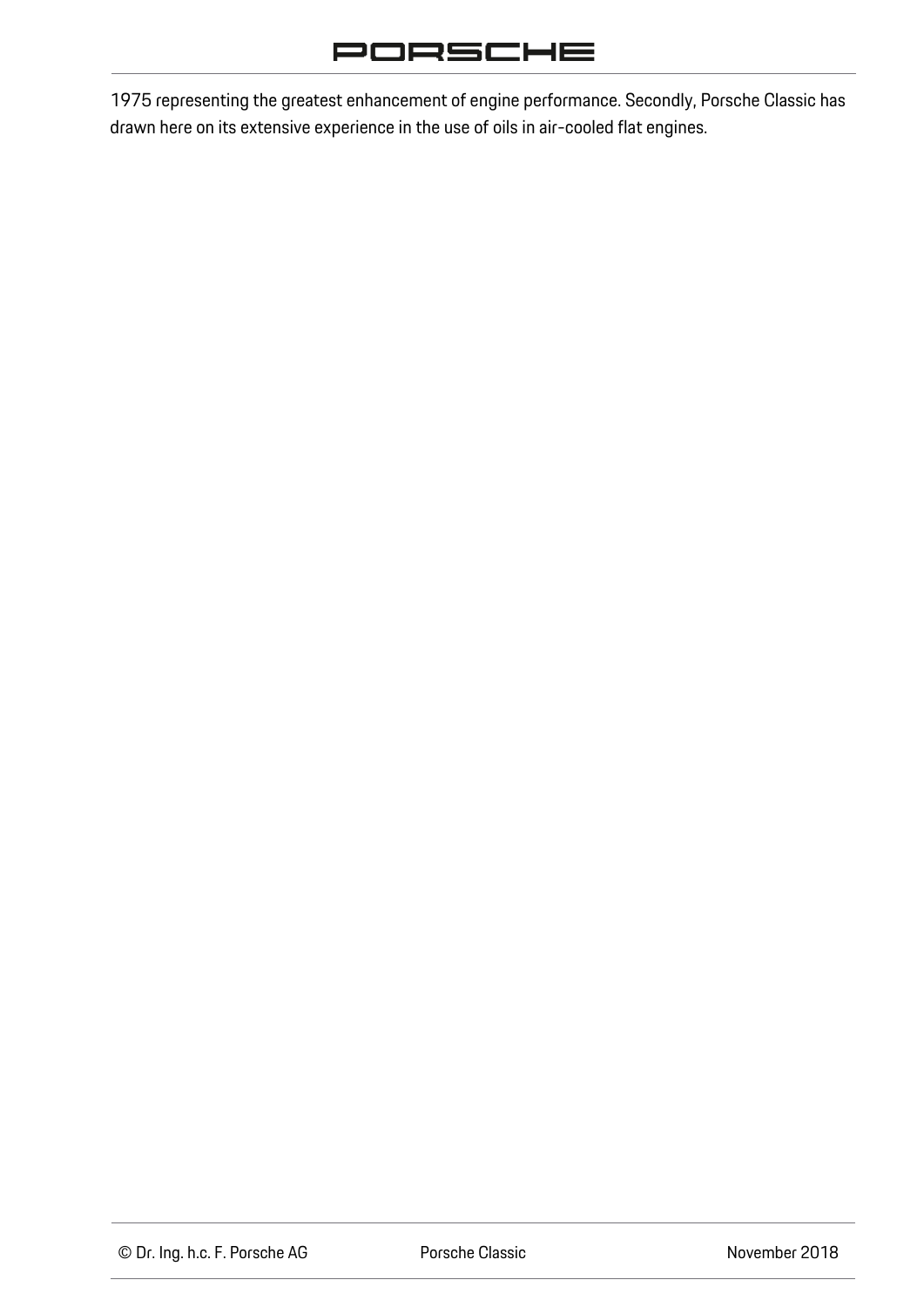1975 representing the greatest enhancement of engine performance. Secondly, Porsche Classic has drawn here on its extensive experience in the use of oils in air-cooled flat engines.